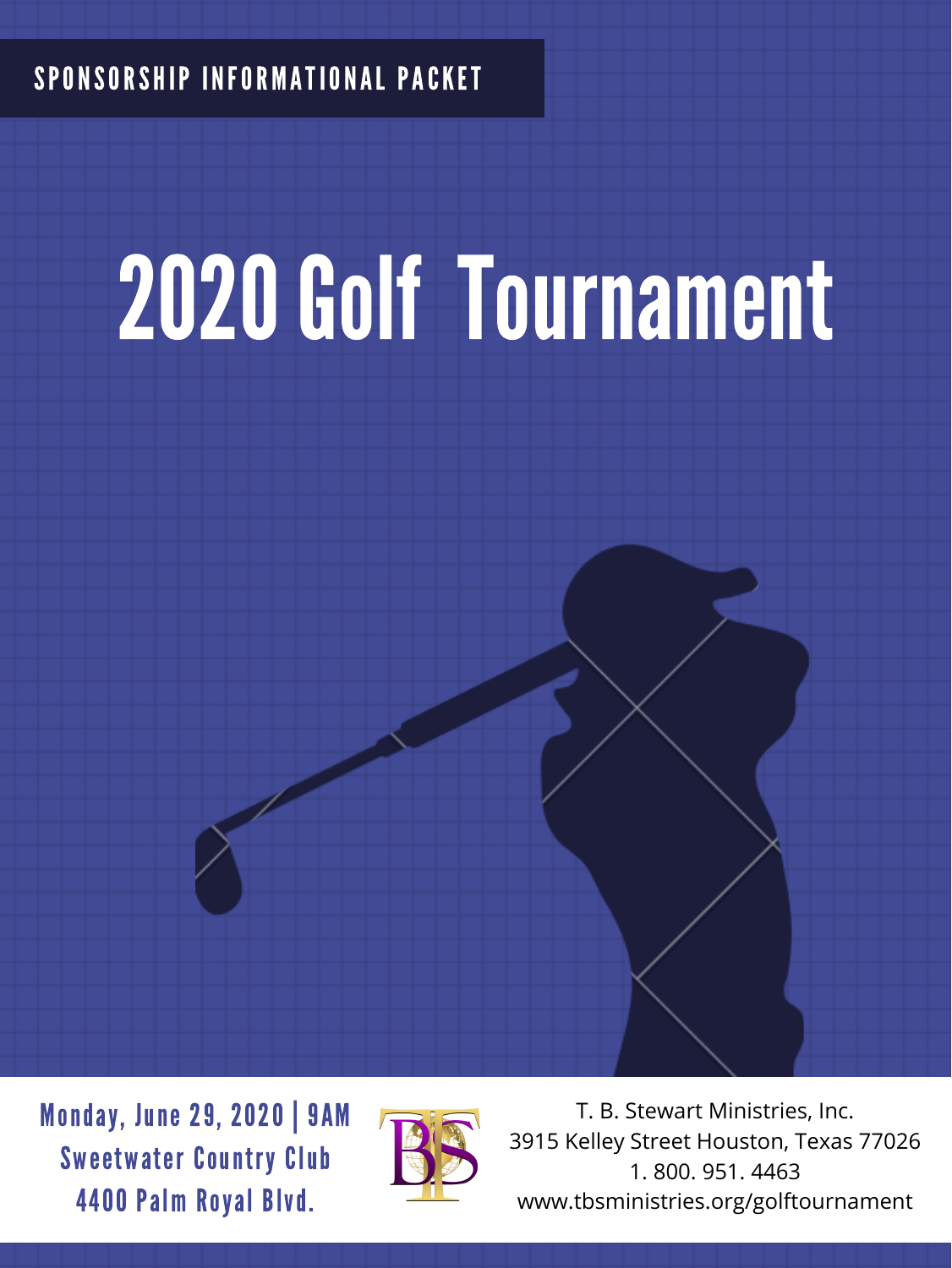SPONSORSHIP INFORMATIONAL PACKET

# 2020 Golf Tournament

Monday, June 29, 2020 | 9AM
Sweetwater Country Club
4400 Palm Royal Blvd.

T. B. Stewart Ministries, Inc.
3915 Kelley Street Houston, Texas 77026
1. 800. 951. 4463
www.tbsministries.org/golftournament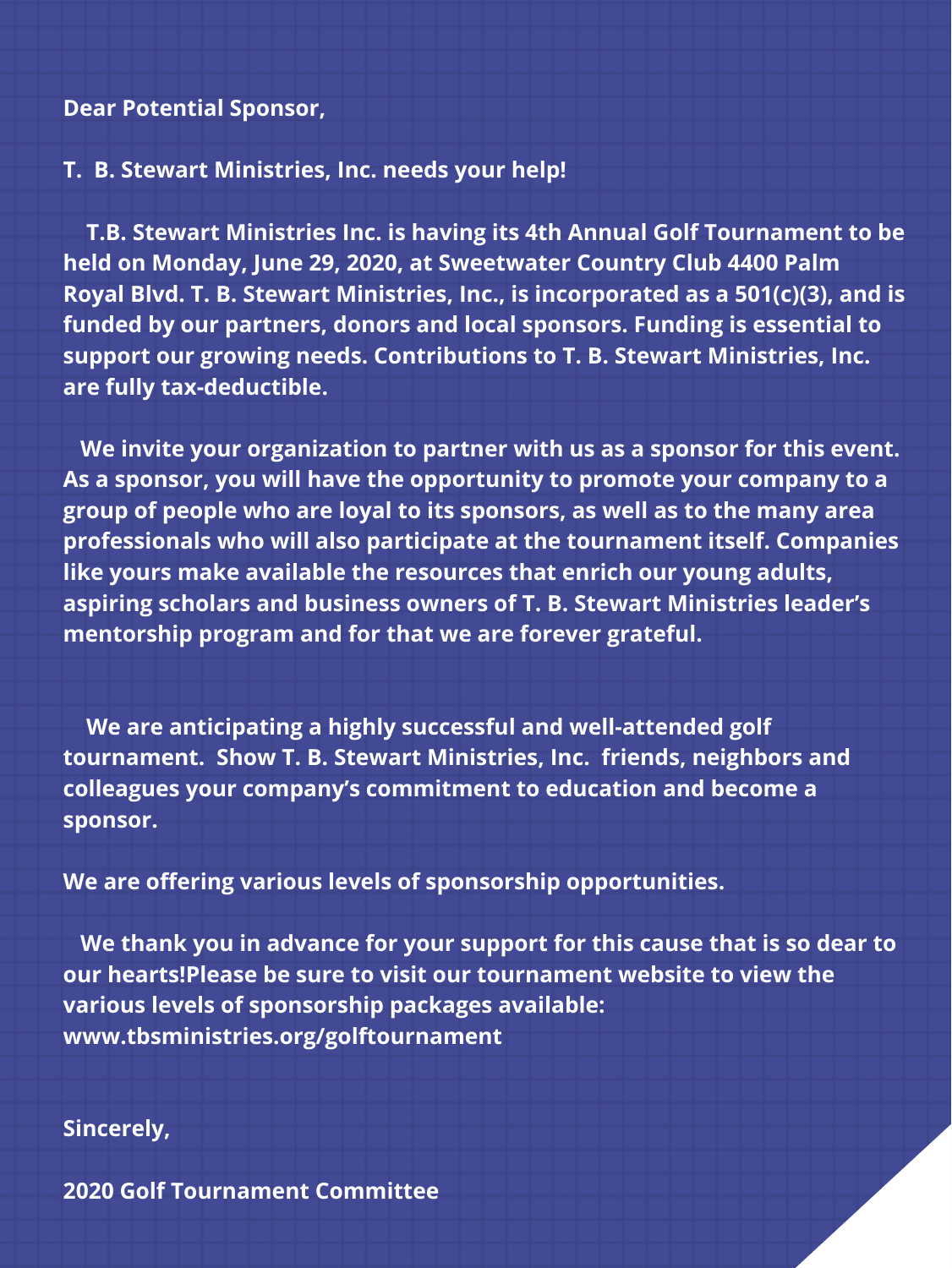Dear Potential Sponsor,

T. B. Stewart Ministries, Inc. needs your help!

T.B. Stewart Ministries Inc. is having its 4th Annual Golf Tournament to be held on Monday, June 29, 2020, at Sweetwater Country Club 4400 Palm Royal Blvd. T. B. Stewart Ministries, Inc., is incorporated as a 501(c)(3), and is funded by our partners, donors and local sponsors. Funding is essential to support our growing needs. Contributions to T. B. Stewart Ministries, Inc. are fully tax-deductible.

We invite your organization to partner with us as a sponsor for this event. As a sponsor, you will have the opportunity to promote your company to a group of people who are loyal to its sponsors, as well as to the many area professionals who will also participate at the tournament itself. Companies like yours make available the resources that enrich our young adults, aspiring scholars and business owners of T. B. Stewart Ministries leader's mentorship program and for that we are forever grateful.

We are anticipating a highly successful and well-attended golf tournament. Show T. B. Stewart Ministries, Inc. friends, neighbors and colleagues your company's commitment to education and become a sponsor.

We are offering various levels of sponsorship opportunities.

We thank you in advance for your support for this cause that is so dear to our hearts!Please be sure to visit our tournament website to view the various levels of sponsorship packages available: www.tbsministries.org/golftournament

Sincerely,

2020 Golf Tournament Committee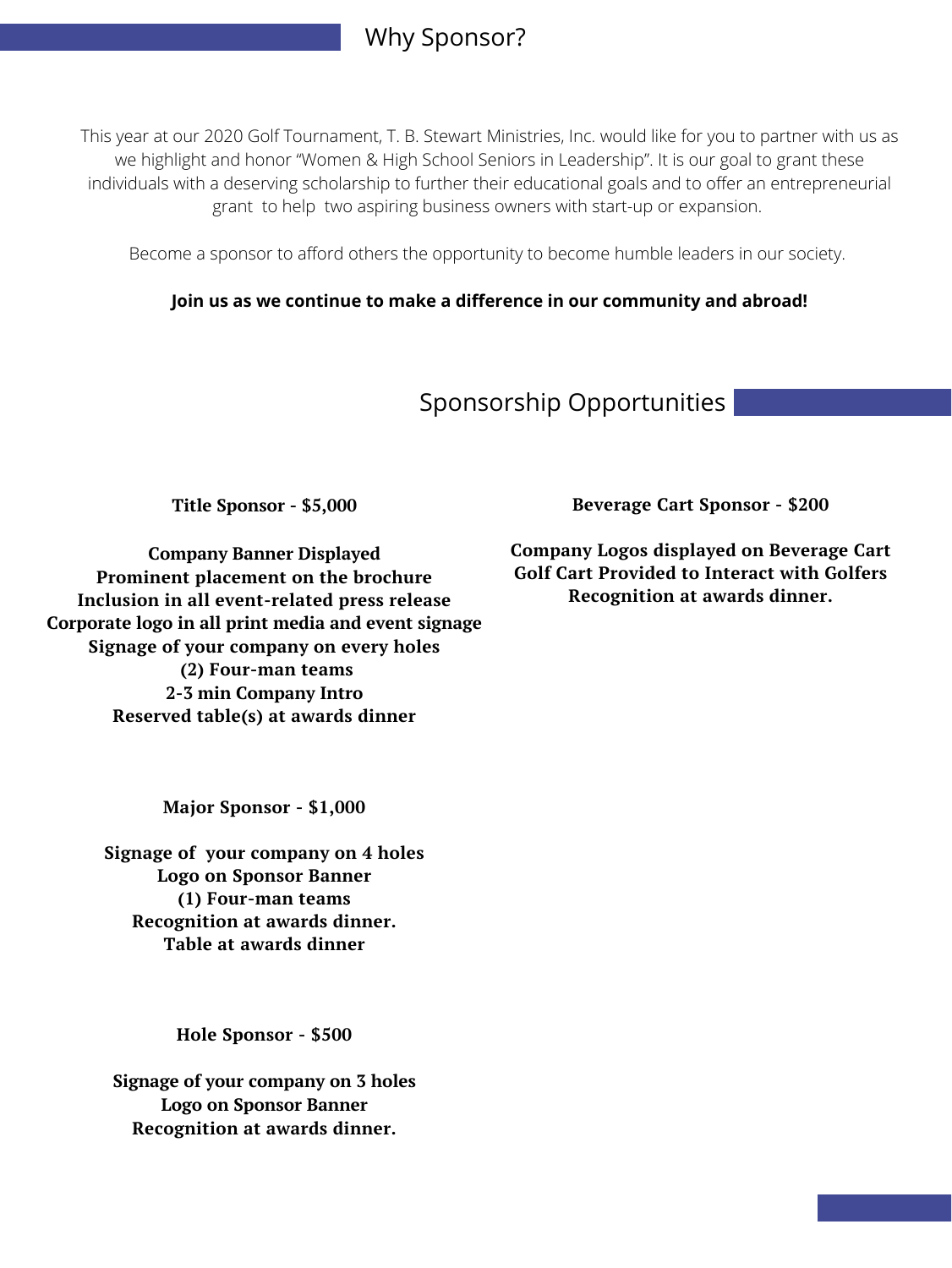## Why Sponsor?

This year at our 2020 Golf Tournament, T. B. Stewart Ministries, Inc. would like for you to partner with us as we highlight and honor "Women & High School Seniors in Leadership". It is our goal to grant these individuals with a deserving scholarship to further their educational goals and to offer an entrepreneurial grant to help two aspiring business owners with start-up or expansion.

Become a sponsor to afford others the opportunity to become humble leaders in our society.

**Join us as we continue to make a difference in our community and abroad!**

## Sponsorship Opportunities

**Title Sponsor - $5,000**

**Company Banner Displayed**
**Prominent placement on the brochure**
**Inclusion in all event-related press release**
**Corporate logo in all print media and event signage**
**Signage of your company on every holes**
**(2) Four-man teams**
**2-3 min Company Intro**
**Reserved table(s) at awards dinner**

**Major Sponsor - $1,000**

**Signage of your company on 4 holes**
**Logo on Sponsor Banner**
**(1) Four-man teams**
**Recognition at awards dinner.**
**Table at awards dinner**

**Hole Sponsor - $500**

**Signage of your company on 3 holes**
**Logo on Sponsor Banner**
**Recognition at awards dinner.**

**Beverage Cart Sponsor - $200**

**Company Logos displayed on Beverage Cart**
**Golf Cart Provided to Interact with Golfers**
**Recognition at awards dinner.**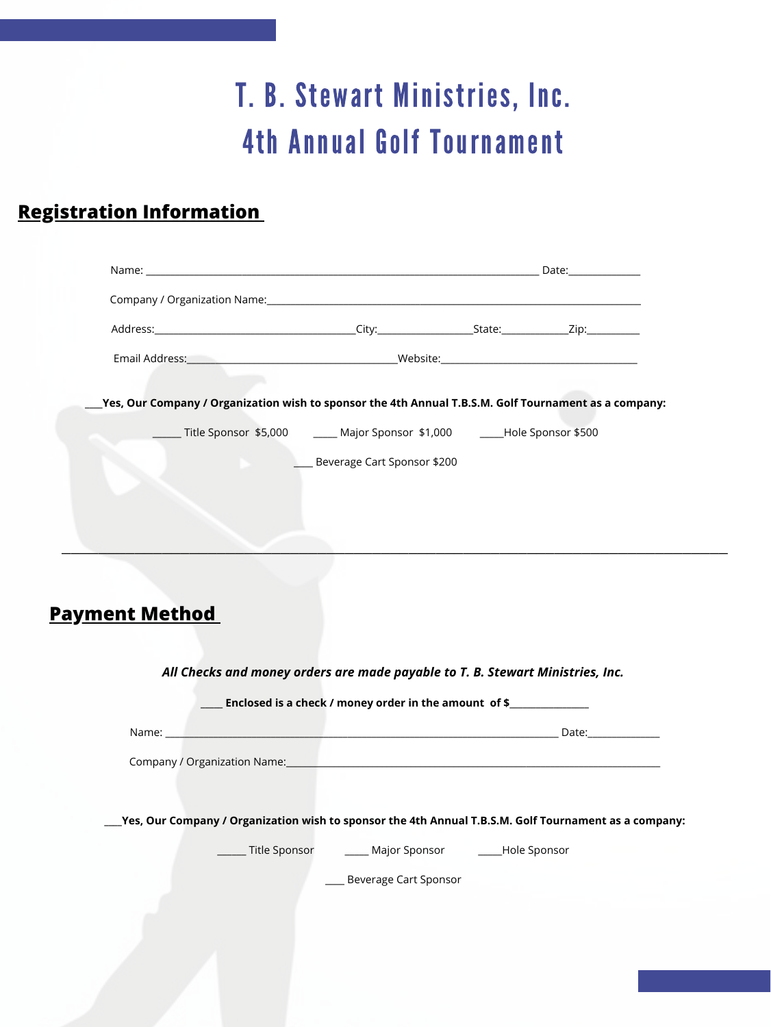# T. B. Stewart Ministries, Inc.
# 4th Annual Golf Tournament

## Registration Information

Name: ______________________________________________________________________ Date:_____________

Company / Organization Name:_______________________________________________________________________

Address:_____________________________________City:_________________State:____________Zip:__________

Email Address:______________________________________Website:___________________________________

**___Yes, Our Company / Organization wish to sponsor the 4th Annual T.B.S.M. Golf Tournament as a company:**

_____ Title Sponsor $5,000 &nbsp;&nbsp; ____ Major Sponsor $1,000 &nbsp;&nbsp; ____Hole Sponsor $500

____ Beverage Cart Sponsor $200

---

## Payment Method

***All Checks and money orders are made payable to T. B. Stewart Ministries, Inc.***

**____ Enclosed is a check / money order in the amount of $_______________**

Name: ______________________________________________________________________ Date:_____________

Company / Organization Name:_______________________________________________________________________

**___Yes, Our Company / Organization wish to sponsor the 4th Annual T.B.S.M. Golf Tournament as a company:**

_____ Title Sponsor &nbsp;&nbsp; _____ Major Sponsor &nbsp;&nbsp; _____Hole Sponsor

____ Beverage Cart Sponsor